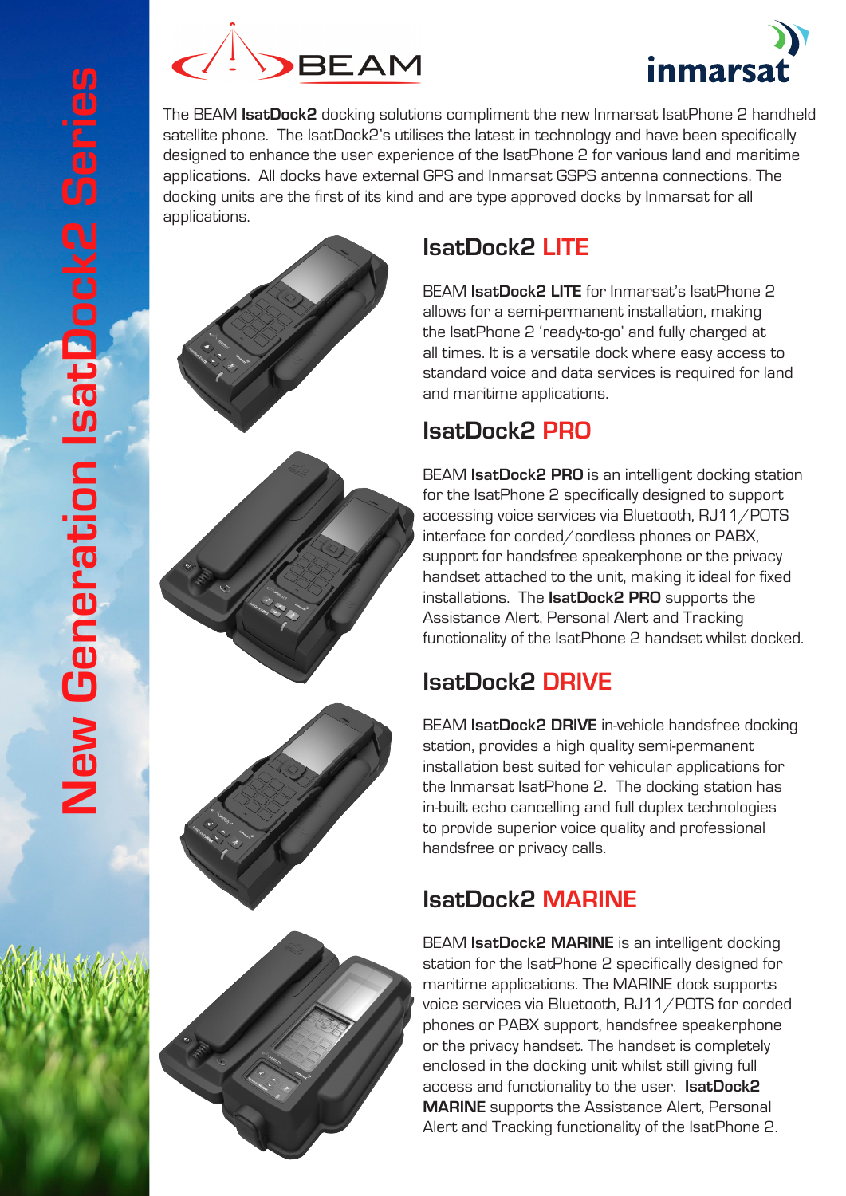# New Generation IsatDock2 Series

BEAM

inmarsat

The BEAM **IsatDock2** docking solutions compliment the new Inmarsat IsatPhone 2 handheld satellite phone. The IsatDock2's utilises the latest in technology and have been specifically designed to enhance the user experience of the IsatPhone 2 for various land and maritime applications. All docks have external GPS and Inmarsat GSPS antenna connections. The docking units are the first of its kind and are type approved docks by Inmarsat for all applications.

## IsatDock2 LITE

BEAM **IsatDock2 LITE** for Inmarsat's IsatPhone 2 allows for a semi-permanent installation, making the IsatPhone 2 'ready-to-go' and fully charged at all times. It is a versatile dock where easy access to standard voice and data services is required for land and maritime applications.

## IsatDock2 PRO

BEAM **IsatDock2 PRO** is an intelligent docking station for the IsatPhone 2 specifically designed to support accessing voice services via Bluetooth, RJ11/POTS interface for corded/cordless phones or PABX, support for handsfree speakerphone or the privacy handset attached to the unit, making it ideal for fixed installations. The **IsatDock2 PRO** supports the Assistance Alert, Personal Alert and Tracking functionality of the IsatPhone 2 handset whilst docked.

## IsatDock2 DRIVE

BEAM **IsatDock2 DRIVE** in-vehicle handsfree docking station, provides a high quality semi-permanent installation best suited for vehicular applications for the Inmarsat IsatPhone 2. The docking station has in-built echo cancelling and full duplex technologies to provide superior voice quality and professional handsfree or privacy calls.

## IsatDock2 MARINE

BEAM **IsatDock2 MARINE** is an intelligent docking station for the IsatPhone 2 specifically designed for maritime applications. The MARINE dock supports voice services via Bluetooth, RJ11/POTS for corded phones or PABX support, handsfree speakerphone or the privacy handset. The handset is completely enclosed in the docking unit whilst still giving full access and functionality to the user. **IsatDock2 MARINE** supports the Assistance Alert, Personal Alert and Tracking functionality of the IsatPhone 2.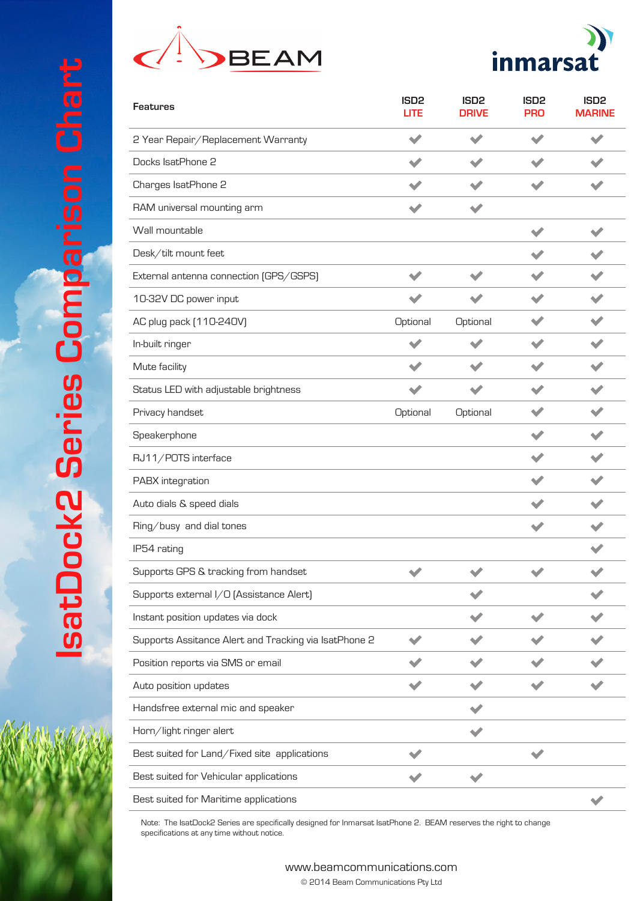# IsatDock2 Series Comparison Chart

BEAM

inmarsat

| Features | ISD2 LITE | ISD2 DRIVE | ISD2 PRO | ISD2 MARINE |
|---|---|---|---|---|
| 2 Year Repair/Replacement Warranty | ✔ | ✔ | ✔ | ✔ |
| Docks IsatPhone 2 | ✔ | ✔ | ✔ | ✔ |
| Charges IsatPhone 2 | ✔ | ✔ | ✔ | ✔ |
| RAM universal mounting arm | ✔ | ✔ | | |
| Wall mountable | | | ✔ | ✔ |
| Desk/tilt mount feet | | | ✔ | ✔ |
| External antenna connection (GPS/GSPS) | ✔ | ✔ | ✔ | ✔ |
| 10-32V DC power input | ✔ | ✔ | ✔ | ✔ |
| AC plug pack (110-240V) | Optional | Optional | ✔ | ✔ |
| In-built ringer | ✔ | ✔ | ✔ | ✔ |
| Mute facility | ✔ | ✔ | ✔ | ✔ |
| Status LED with adjustable brightness | ✔ | ✔ | ✔ | ✔ |
| Privacy handset | Optional | Optional | ✔ | ✔ |
| Speakerphone | | | ✔ | ✔ |
| RJ11/POTS interface | | | ✔ | ✔ |
| PABX integration | | | ✔ | ✔ |
| Auto dials & speed dials | | | ✔ | ✔ |
| Ring/busy and dial tones | | | ✔ | ✔ |
| IP54 rating | | | | ✔ |
| Supports GPS & tracking from handset | ✔ | ✔ | ✔ | ✔ |
| Supports external I/O (Assistance Alert) | | ✔ | | ✔ |
| Instant position updates via dock | | ✔ | ✔ | ✔ |
| Supports Assitance Alert and Tracking via IsatPhone 2 | ✔ | ✔ | ✔ | ✔ |
| Position reports via SMS or email | ✔ | ✔ | ✔ | ✔ |
| Auto position updates | ✔ | ✔ | ✔ | ✔ |
| Handsfree external mic and speaker | | ✔ | | |
| Horn/light ringer alert | | ✔ | | |
| Best suited for Land/Fixed site applications | ✔ | | ✔ | |
| Best suited for Vehicular applications | ✔ | ✔ | | |
| Best suited for Maritime applications | | | | ✔ |

Note: The IsatDock2 Series are specifically designed for Inmarsat IsatPhone 2. BEAM reserves the right to change specifications at any time without notice.

www.beamcommunications.com

© 2014 Beam Communications Pty Ltd